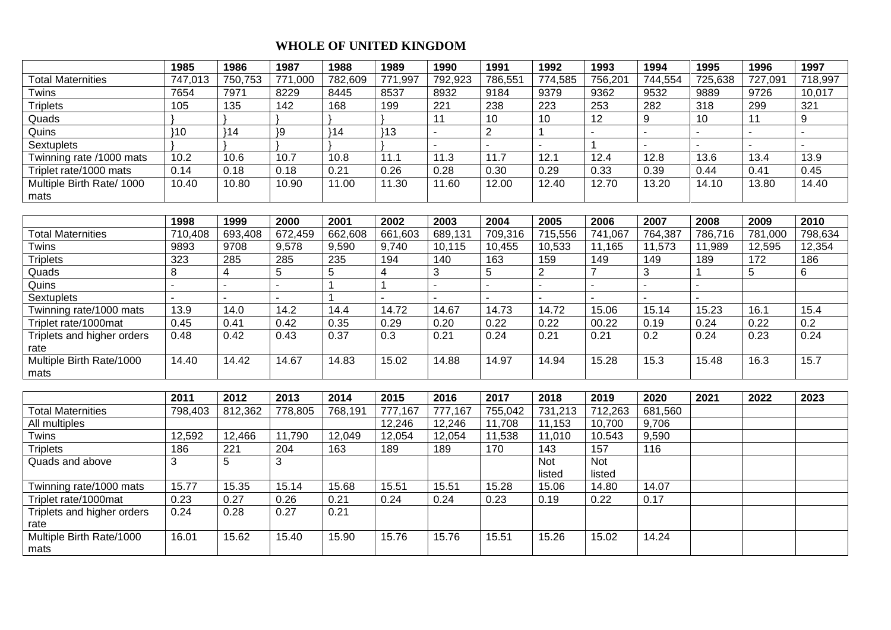# WHOLE OF UNITED KINGDOM

| | 1985 | 1986 | 1987 | 1988 | 1989 | 1990 | 1991 | 1992 | 1993 | 1994 | 1995 | 1996 | 1997 |
|---|---|---|---|---|---|---|---|---|---|---|---|---|---|
| Total Maternities | 747,013 | 750,753 | 771,000 | 782,609 | 771,997 | 792,923 | 786,551 | 774,585 | 756,201 | 744,554 | 725,638 | 727,091 | 718,997 |
| Twins | 7654 | 7971 | 8229 | 8445 | 8537 | 8932 | 9184 | 9379 | 9362 | 9532 | 9889 | 9726 | 10,017 |
| Triplets | 105 | 135 | 142 | 168 | 199 | 221 | 238 | 223 | 253 | 282 | 318 | 299 | 321 |
| Quads | } | } | } | } | } | 11 | 10 | 10 | 12 | 9 | 10 | 11 | 9 |
| Quins | }10 | }14 | }9 | }14 | }13 | - | 2 | 1 | - | - | - | - | - |
| Sextuplets | } | } | } | } | } | - | - | - | 1 | - | - | - | - |
| Twinning rate /1000 mats | 10.2 | 10.6 | 10.7 | 10.8 | 11.1 | 11.3 | 11.7 | 12.1 | 12.4 | 12.8 | 13.6 | 13.4 | 13.9 |
| Triplet rate/1000 mats | 0.14 | 0.18 | 0.18 | 0.21 | 0.26 | 0.28 | 0.30 | 0.29 | 0.33 | 0.39 | 0.44 | 0.41 | 0.45 |
| Multiple Birth Rate/ 1000 mats | 10.40 | 10.80 | 10.90 | 11.00 | 11.30 | 11.60 | 12.00 | 12.40 | 12.70 | 13.20 | 14.10 | 13.80 | 14.40 |

| | 1998 | 1999 | 2000 | 2001 | 2002 | 2003 | 2004 | 2005 | 2006 | 2007 | 2008 | 2009 | 2010 |
|---|---|---|---|---|---|---|---|---|---|---|---|---|---|
| Total Maternities | 710,408 | 693,408 | 672,459 | 662,608 | 661,603 | 689,131 | 709,316 | 715,556 | 741,067 | 764,387 | 786,716 | 781,000 | 798,634 |
| Twins | 9893 | 9708 | 9,578 | 9,590 | 9,740 | 10,115 | 10,455 | 10,533 | 11,165 | 11,573 | 11,989 | 12,595 | 12,354 |
| Triplets | 323 | 285 | 285 | 235 | 194 | 140 | 163 | 159 | 149 | 149 | 189 | 172 | 186 |
| Quads | 8 | 4 | 5 | 5 | 4 | 3 | 5 | 2 | 7 | 3 | 1 | 5 | 6 |
| Quins | - | - | - | 1 | 1 | - | - | - | - | - | - | | |
| Sextuplets | - | - | - | 1 | - | - | - | - | - | - | - | | |
| Twinning rate/1000 mats | 13.9 | 14.0 | 14.2 | 14.4 | 14.72 | 14.67 | 14.73 | 14.72 | 15.06 | 15.14 | 15.23 | 16.1 | 15.4 |
| Triplet rate/1000mat | 0.45 | 0.41 | 0.42 | 0.35 | 0.29 | 0.20 | 0.22 | 0.22 | 00.22 | 0.19 | 0.24 | 0.22 | 0.2 |
| Triplets and higher orders rate | 0.48 | 0.42 | 0.43 | 0.37 | 0.3 | 0.21 | 0.24 | 0.21 | 0.21 | 0.2 | 0.24 | 0.23 | 0.24 |
| Multiple Birth Rate/1000 mats | 14.40 | 14.42 | 14.67 | 14.83 | 15.02 | 14.88 | 14.97 | 14.94 | 15.28 | 15.3 | 15.48 | 16.3 | 15.7 |

| | 2011 | 2012 | 2013 | 2014 | 2015 | 2016 | 2017 | 2018 | 2019 | 2020 | 2021 | 2022 | 2023 |
|---|---|---|---|---|---|---|---|---|---|---|---|---|---|
| Total Maternities | 798,403 | 812,362 | 778,805 | 768,191 | 777,167 | 777,167 | 755,042 | 731,213 | 712,263 | 681,560 | | | |
| All multiples | | | | | 12,246 | 12,246 | 11,708 | 11,153 | 10,700 | 9,706 | | | |
| Twins | 12,592 | 12,466 | 11,790 | 12,049 | 12,054 | 12,054 | 11,538 | 11,010 | 10.543 | 9,590 | | | |
| Triplets | 186 | 221 | 204 | 163 | 189 | 189 | 170 | 143 | 157 | 116 | | | |
| Quads and above | 3 | 5 | 3 | | | | | Not listed | Not listed | | | | |
| Twinning rate/1000 mats | 15.77 | 15.35 | 15.14 | 15.68 | 15.51 | 15.51 | 15.28 | 15.06 | 14.80 | 14.07 | | | |
| Triplet rate/1000mat | 0.23 | 0.27 | 0.26 | 0.21 | 0.24 | 0.24 | 0.23 | 0.19 | 0.22 | 0.17 | | | |
| Triplets and higher orders rate | 0.24 | 0.28 | 0.27 | 0.21 | | | | | | | | | |
| Multiple Birth Rate/1000 mats | 16.01 | 15.62 | 15.40 | 15.90 | 15.76 | 15.76 | 15.51 | 15.26 | 15.02 | 14.24 | | | |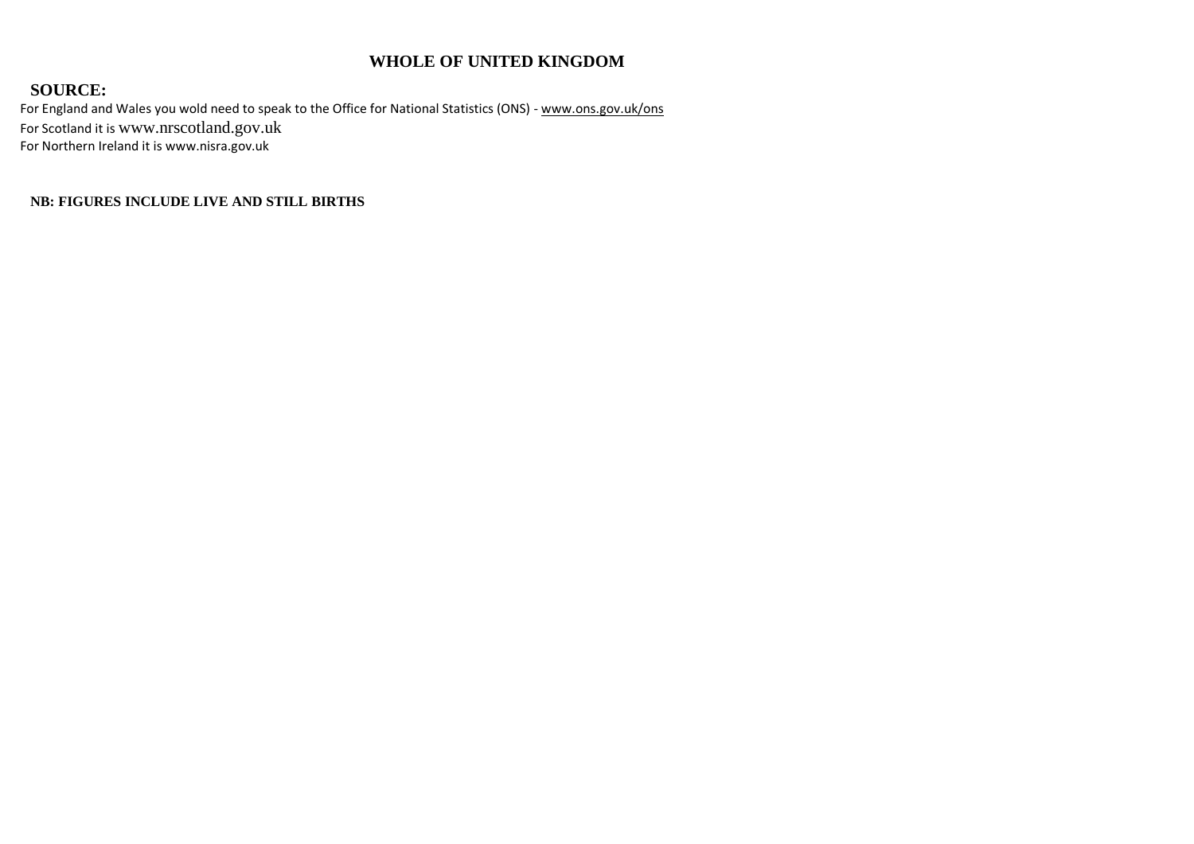## WHOLE OF UNITED KINGDOM

**SOURCE:**

For England and Wales you wold need to speak to the Office for National Statistics (ONS) - www.ons.gov.uk/ons
For Scotland it is www.nrscotland.gov.uk
For Northern Ireland it is www.nisra.gov.uk

**NB: FIGURES INCLUDE LIVE AND STILL BIRTHS**